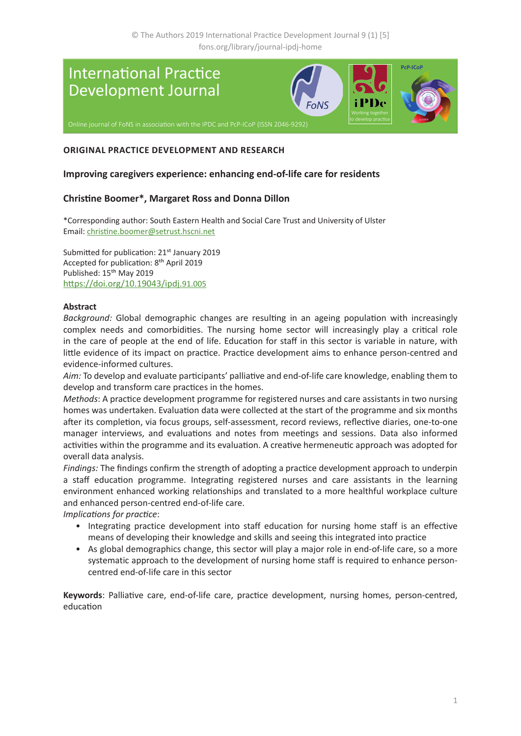ORIGINAL PRACTICE DEVELOPMENT AND RESEARCH

# Improving caregivers experience: enhancing end-of-life care for residents

**Christine Boomer\*, Margaret Ross and Donna Dillon**

\*Corresponding author: South Eastern Health and Social Care Trust and University of Ulster
Email: christine.boomer@setrust.hscni.net

Submitted for publication: 21st January 2019
Accepted for publication: 8th April 2019
Published: 15th May 2019
https://doi.org/10.19043/ipdj.91.005

## Abstract

*Background:* Global demographic changes are resulting in an ageing population with increasingly complex needs and comorbidities. The nursing home sector will increasingly play a critical role in the care of people at the end of life. Education for staff in this sector is variable in nature, with little evidence of its impact on practice. Practice development aims to enhance person-centred and evidence-informed cultures.

*Aim:* To develop and evaluate participants' palliative and end-of-life care knowledge, enabling them to develop and transform care practices in the homes.

*Methods*: A practice development programme for registered nurses and care assistants in two nursing homes was undertaken. Evaluation data were collected at the start of the programme and six months after its completion, via focus groups, self-assessment, record reviews, reflective diaries, one-to-one manager interviews, and evaluations and notes from meetings and sessions. Data also informed activities within the programme and its evaluation. A creative hermeneutic approach was adopted for overall data analysis.

*Findings:* The findings confirm the strength of adopting a practice development approach to underpin a staff education programme. Integrating registered nurses and care assistants in the learning environment enhanced working relationships and translated to a more healthful workplace culture and enhanced person-centred end-of-life care.

*Implications for practice*:

- Integrating practice development into staff education for nursing home staff is an effective means of developing their knowledge and skills and seeing this integrated into practice
- As global demographics change, this sector will play a major role in end-of-life care, so a more systematic approach to the development of nursing home staff is required to enhance person-centred end-of-life care in this sector

**Keywords**: Palliative care, end-of-life care, practice development, nursing homes, person-centred, education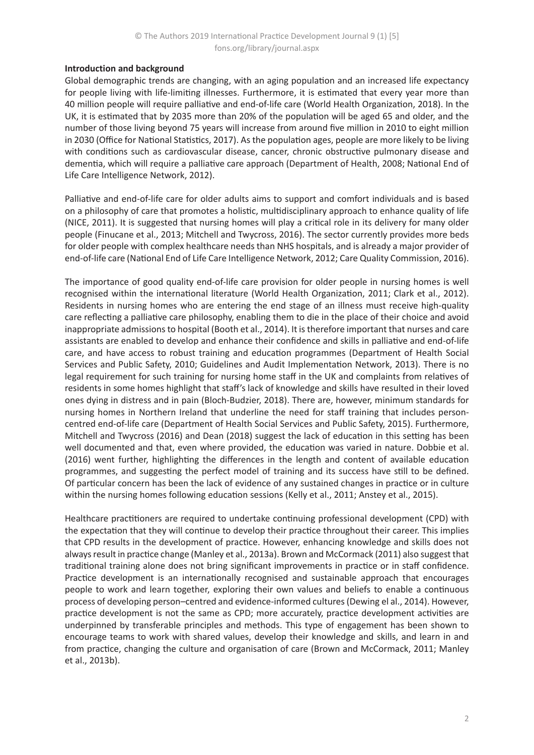**Introduction and background**

Global demographic trends are changing, with an aging population and an increased life expectancy for people living with life-limiting illnesses. Furthermore, it is estimated that every year more than 40 million people will require palliative and end-of-life care (World Health Organization, 2018). In the UK, it is estimated that by 2035 more than 20% of the population will be aged 65 and older, and the number of those living beyond 75 years will increase from around five million in 2010 to eight million in 2030 (Office for National Statistics, 2017). As the population ages, people are more likely to be living with conditions such as cardiovascular disease, cancer, chronic obstructive pulmonary disease and dementia, which will require a palliative care approach (Department of Health, 2008; National End of Life Care Intelligence Network, 2012).

Palliative and end-of-life care for older adults aims to support and comfort individuals and is based on a philosophy of care that promotes a holistic, multidisciplinary approach to enhance quality of life (NICE, 2011). It is suggested that nursing homes will play a critical role in its delivery for many older people (Finucane et al., 2013; Mitchell and Twycross, 2016). The sector currently provides more beds for older people with complex healthcare needs than NHS hospitals, and is already a major provider of end-of-life care (National End of Life Care Intelligence Network, 2012; Care Quality Commission, 2016).

The importance of good quality end-of-life care provision for older people in nursing homes is well recognised within the international literature (World Health Organization, 2011; Clark et al., 2012). Residents in nursing homes who are entering the end stage of an illness must receive high-quality care reflecting a palliative care philosophy, enabling them to die in the place of their choice and avoid inappropriate admissions to hospital (Booth et al., 2014). It is therefore important that nurses and care assistants are enabled to develop and enhance their confidence and skills in palliative and end-of-life care, and have access to robust training and education programmes (Department of Health Social Services and Public Safety, 2010; Guidelines and Audit Implementation Network, 2013). There is no legal requirement for such training for nursing home staff in the UK and complaints from relatives of residents in some homes highlight that staff's lack of knowledge and skills have resulted in their loved ones dying in distress and in pain (Bloch-Budzier, 2018). There are, however, minimum standards for nursing homes in Northern Ireland that underline the need for staff training that includes person-centred end-of-life care (Department of Health Social Services and Public Safety, 2015). Furthermore, Mitchell and Twycross (2016) and Dean (2018) suggest the lack of education in this setting has been well documented and that, even where provided, the education was varied in nature. Dobbie et al. (2016) went further, highlighting the differences in the length and content of available education programmes, and suggesting the perfect model of training and its success have still to be defined. Of particular concern has been the lack of evidence of any sustained changes in practice or in culture within the nursing homes following education sessions (Kelly et al., 2011; Anstey et al., 2015).

Healthcare practitioners are required to undertake continuing professional development (CPD) with the expectation that they will continue to develop their practice throughout their career. This implies that CPD results in the development of practice. However, enhancing knowledge and skills does not always result in practice change (Manley et al., 2013a). Brown and McCormack (2011) also suggest that traditional training alone does not bring significant improvements in practice or in staff confidence. Practice development is an internationally recognised and sustainable approach that encourages people to work and learn together, exploring their own values and beliefs to enable a continuous process of developing person–centred and evidence-informed cultures (Dewing el al., 2014). However, practice development is not the same as CPD; more accurately, practice development activities are underpinned by transferable principles and methods. This type of engagement has been shown to encourage teams to work with shared values, develop their knowledge and skills, and learn in and from practice, changing the culture and organisation of care (Brown and McCormack, 2011; Manley et al., 2013b).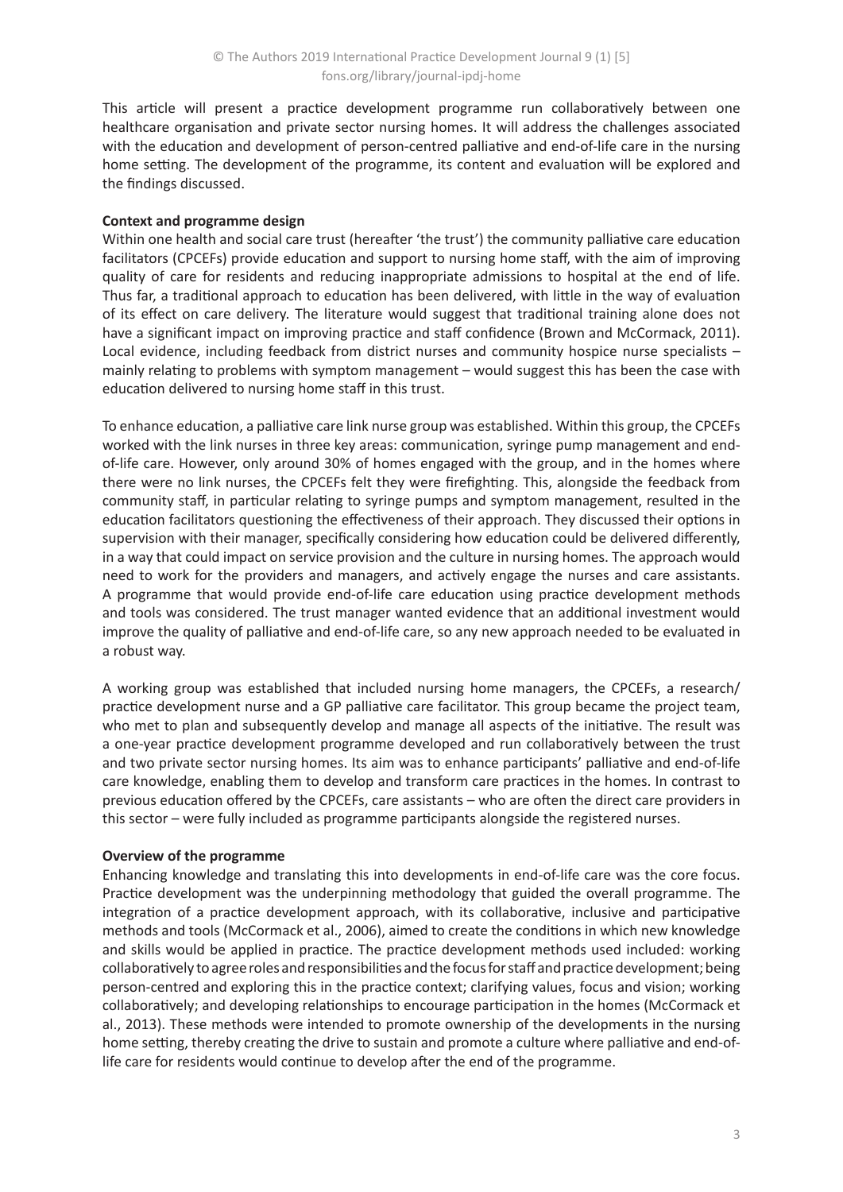This article will present a practice development programme run collaboratively between one healthcare organisation and private sector nursing homes. It will address the challenges associated with the education and development of person-centred palliative and end-of-life care in the nursing home setting. The development of the programme, its content and evaluation will be explored and the findings discussed.

**Context and programme design**

Within one health and social care trust (hereafter 'the trust') the community palliative care education facilitators (CPCEFs) provide education and support to nursing home staff, with the aim of improving quality of care for residents and reducing inappropriate admissions to hospital at the end of life. Thus far, a traditional approach to education has been delivered, with little in the way of evaluation of its effect on care delivery. The literature would suggest that traditional training alone does not have a significant impact on improving practice and staff confidence (Brown and McCormack, 2011). Local evidence, including feedback from district nurses and community hospice nurse specialists – mainly relating to problems with symptom management – would suggest this has been the case with education delivered to nursing home staff in this trust.

To enhance education, a palliative care link nurse group was established. Within this group, the CPCEFs worked with the link nurses in three key areas: communication, syringe pump management and end-of-life care. However, only around 30% of homes engaged with the group, and in the homes where there were no link nurses, the CPCEFs felt they were firefighting. This, alongside the feedback from community staff, in particular relating to syringe pumps and symptom management, resulted in the education facilitators questioning the effectiveness of their approach. They discussed their options in supervision with their manager, specifically considering how education could be delivered differently, in a way that could impact on service provision and the culture in nursing homes. The approach would need to work for the providers and managers, and actively engage the nurses and care assistants. A programme that would provide end-of-life care education using practice development methods and tools was considered. The trust manager wanted evidence that an additional investment would improve the quality of palliative and end-of-life care, so any new approach needed to be evaluated in a robust way.

A working group was established that included nursing home managers, the CPCEFs, a research/practice development nurse and a GP palliative care facilitator. This group became the project team, who met to plan and subsequently develop and manage all aspects of the initiative. The result was a one-year practice development programme developed and run collaboratively between the trust and two private sector nursing homes. Its aim was to enhance participants' palliative and end-of-life care knowledge, enabling them to develop and transform care practices in the homes. In contrast to previous education offered by the CPCEFs, care assistants – who are often the direct care providers in this sector – were fully included as programme participants alongside the registered nurses.

**Overview of the programme**

Enhancing knowledge and translating this into developments in end-of-life care was the core focus. Practice development was the underpinning methodology that guided the overall programme. The integration of a practice development approach, with its collaborative, inclusive and participative methods and tools (McCormack et al., 2006), aimed to create the conditions in which new knowledge and skills would be applied in practice. The practice development methods used included: working collaboratively to agree roles and responsibilities and the focus for staff and practice development; being person-centred and exploring this in the practice context; clarifying values, focus and vision; working collaboratively; and developing relationships to encourage participation in the homes (McCormack et al., 2013). These methods were intended to promote ownership of the developments in the nursing home setting, thereby creating the drive to sustain and promote a culture where palliative and end-of-life care for residents would continue to develop after the end of the programme.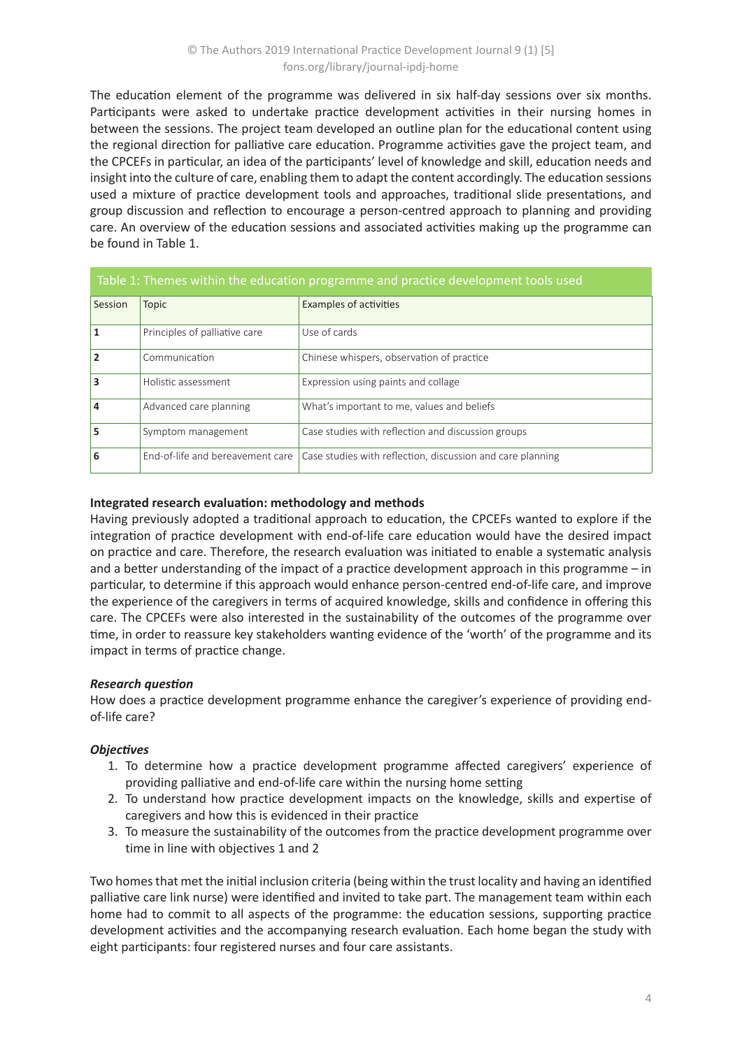The education element of the programme was delivered in six half-day sessions over six months. Participants were asked to undertake practice development activities in their nursing homes in between the sessions. The project team developed an outline plan for the educational content using the regional direction for palliative care education. Programme activities gave the project team, and the CPCEFs in particular, an idea of the participants' level of knowledge and skill, education needs and insight into the culture of care, enabling them to adapt the content accordingly. The education sessions used a mixture of practice development tools and approaches, traditional slide presentations, and group discussion and reflection to encourage a person-centred approach to planning and providing care. An overview of the education sessions and associated activities making up the programme can be found in Table 1.

Table 1: Themes within the education programme and practice development tools used

| Session | Topic | Examples of activities |
|---|---|---|
| **1** | Principles of palliative care | Use of cards |
| **2** | Communication | Chinese whispers, observation of practice |
| **3** | Holistic assessment | Expression using paints and collage |
| **4** | Advanced care planning | What's important to me, values and beliefs |
| **5** | Symptom management | Case studies with reflection and discussion groups |
| **6** | End-of-life and bereavement care | Case studies with reflection, discussion and care planning |

**Integrated research evaluation: methodology and methods**

Having previously adopted a traditional approach to education, the CPCEFs wanted to explore if the integration of practice development with end-of-life care education would have the desired impact on practice and care. Therefore, the research evaluation was initiated to enable a systematic analysis and a better understanding of the impact of a practice development approach in this programme – in particular, to determine if this approach would enhance person-centred end-of-life care, and improve the experience of the caregivers in terms of acquired knowledge, skills and confidence in offering this care. The CPCEFs were also interested in the sustainability of the outcomes of the programme over time, in order to reassure key stakeholders wanting evidence of the 'worth' of the programme and its impact in terms of practice change.

***Research question***

How does a practice development programme enhance the caregiver's experience of providing end-of-life care?

***Objectives***

1. To determine how a practice development programme affected caregivers' experience of providing palliative and end-of-life care within the nursing home setting
2. To understand how practice development impacts on the knowledge, skills and expertise of caregivers and how this is evidenced in their practice
3. To measure the sustainability of the outcomes from the practice development programme over time in line with objectives 1 and 2

Two homes that met the initial inclusion criteria (being within the trust locality and having an identified palliative care link nurse) were identified and invited to take part. The management team within each home had to commit to all aspects of the programme: the education sessions, supporting practice development activities and the accompanying research evaluation. Each home began the study with eight participants: four registered nurses and four care assistants.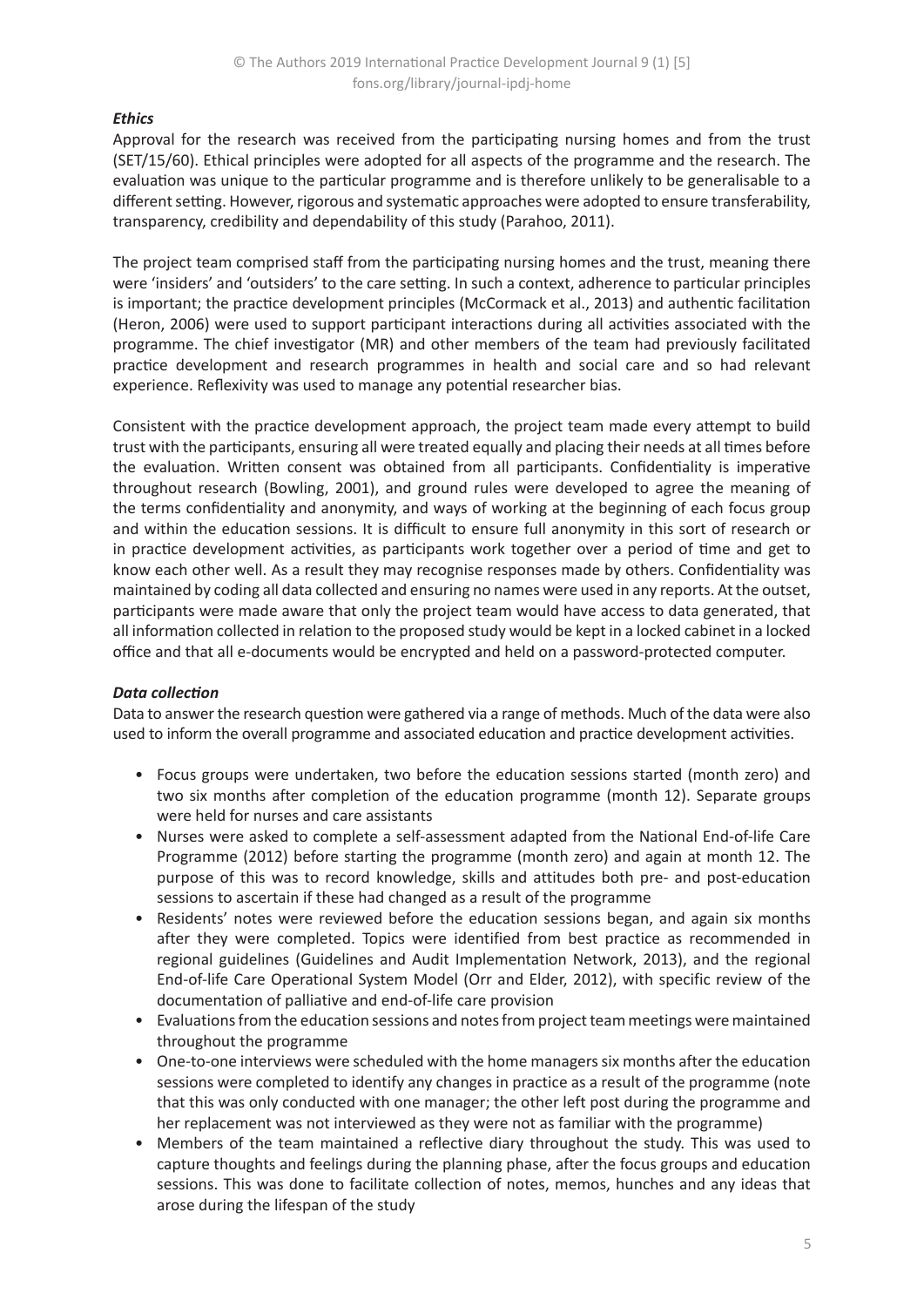### *Ethics*

Approval for the research was received from the participating nursing homes and from the trust (SET/15/60). Ethical principles were adopted for all aspects of the programme and the research. The evaluation was unique to the particular programme and is therefore unlikely to be generalisable to a different setting. However, rigorous and systematic approaches were adopted to ensure transferability, transparency, credibility and dependability of this study (Parahoo, 2011).

The project team comprised staff from the participating nursing homes and the trust, meaning there were 'insiders' and 'outsiders' to the care setting. In such a context, adherence to particular principles is important; the practice development principles (McCormack et al., 2013) and authentic facilitation (Heron, 2006) were used to support participant interactions during all activities associated with the programme. The chief investigator (MR) and other members of the team had previously facilitated practice development and research programmes in health and social care and so had relevant experience. Reflexivity was used to manage any potential researcher bias.

Consistent with the practice development approach, the project team made every attempt to build trust with the participants, ensuring all were treated equally and placing their needs at all times before the evaluation. Written consent was obtained from all participants. Confidentiality is imperative throughout research (Bowling, 2001), and ground rules were developed to agree the meaning of the terms confidentiality and anonymity, and ways of working at the beginning of each focus group and within the education sessions. It is difficult to ensure full anonymity in this sort of research or in practice development activities, as participants work together over a period of time and get to know each other well. As a result they may recognise responses made by others. Confidentiality was maintained by coding all data collected and ensuring no names were used in any reports. At the outset, participants were made aware that only the project team would have access to data generated, that all information collected in relation to the proposed study would be kept in a locked cabinet in a locked office and that all e-documents would be encrypted and held on a password-protected computer.

### *Data collection*

Data to answer the research question were gathered via a range of methods. Much of the data were also used to inform the overall programme and associated education and practice development activities.

- Focus groups were undertaken, two before the education sessions started (month zero) and two six months after completion of the education programme (month 12). Separate groups were held for nurses and care assistants
- Nurses were asked to complete a self-assessment adapted from the National End-of-life Care Programme (2012) before starting the programme (month zero) and again at month 12. The purpose of this was to record knowledge, skills and attitudes both pre- and post-education sessions to ascertain if these had changed as a result of the programme
- Residents' notes were reviewed before the education sessions began, and again six months after they were completed. Topics were identified from best practice as recommended in regional guidelines (Guidelines and Audit Implementation Network, 2013), and the regional End-of-life Care Operational System Model (Orr and Elder, 2012), with specific review of the documentation of palliative and end-of-life care provision
- Evaluations from the education sessions and notes from project team meetings were maintained throughout the programme
- One-to-one interviews were scheduled with the home managers six months after the education sessions were completed to identify any changes in practice as a result of the programme (note that this was only conducted with one manager; the other left post during the programme and her replacement was not interviewed as they were not as familiar with the programme)
- Members of the team maintained a reflective diary throughout the study. This was used to capture thoughts and feelings during the planning phase, after the focus groups and education sessions. This was done to facilitate collection of notes, memos, hunches and any ideas that arose during the lifespan of the study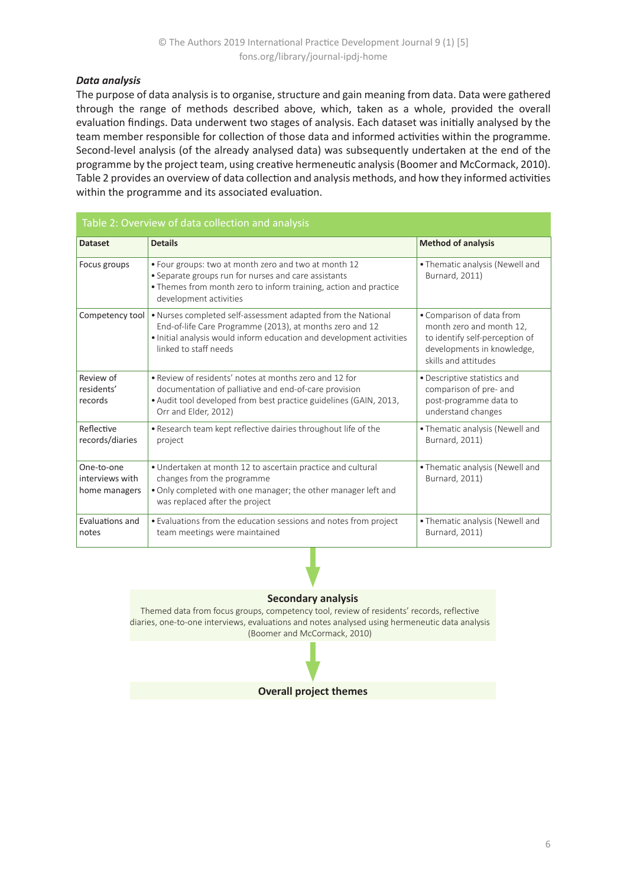#### *Data analysis*

The purpose of data analysis is to organise, structure and gain meaning from data. Data were gathered through the range of methods described above, which, taken as a whole, provided the overall evaluation findings. Data underwent two stages of analysis. Each dataset was initially analysed by the team member responsible for collection of those data and informed activities within the programme. Second-level analysis (of the already analysed data) was subsequently undertaken at the end of the programme by the project team, using creative hermeneutic analysis (Boomer and McCormack, 2010). Table 2 provides an overview of data collection and analysis methods, and how they informed activities within the programme and its associated evaluation.

Table 2: Overview of data collection and analysis

| Dataset | Details | Method of analysis |
|---|---|---|
| Focus groups | • Four groups: two at month zero and two at month 12<br>• Separate groups run for nurses and care assistants<br>• Themes from month zero to inform training, action and practice development activities | • Thematic analysis (Newell and Burnard, 2011) |
| Competency tool | • Nurses completed self-assessment adapted from the National End-of-life Care Programme (2013), at months zero and 12<br>• Initial analysis would inform education and development activities linked to staff needs | • Comparison of data from month zero and month 12, to identify self-perception of developments in knowledge, skills and attitudes |
| Review of residents' records | • Review of residents' notes at months zero and 12 for documentation of palliative and end-of-care provision<br>• Audit tool developed from best practice guidelines (GAIN, 2013, Orr and Elder, 2012) | • Descriptive statistics and comparison of pre- and post-programme data to understand changes |
| Reflective records/diaries | • Research team kept reflective dairies throughout life of the project | • Thematic analysis (Newell and Burnard, 2011) |
| One-to-one interviews with home managers | • Undertaken at month 12 to ascertain practice and cultural changes from the programme<br>• Only completed with one manager; the other manager left and was replaced after the project | • Thematic analysis (Newell and Burnard, 2011) |
| Evaluations and notes | • Evaluations from the education sessions and notes from project team meetings were maintained | • Thematic analysis (Newell and Burnard, 2011) |

↓

**Secondary analysis**

Themed data from focus groups, competency tool, review of residents' records, reflective diaries, one-to-one interviews, evaluations and notes analysed using hermeneutic data analysis (Boomer and McCormack, 2010)

↓

**Overall project themes**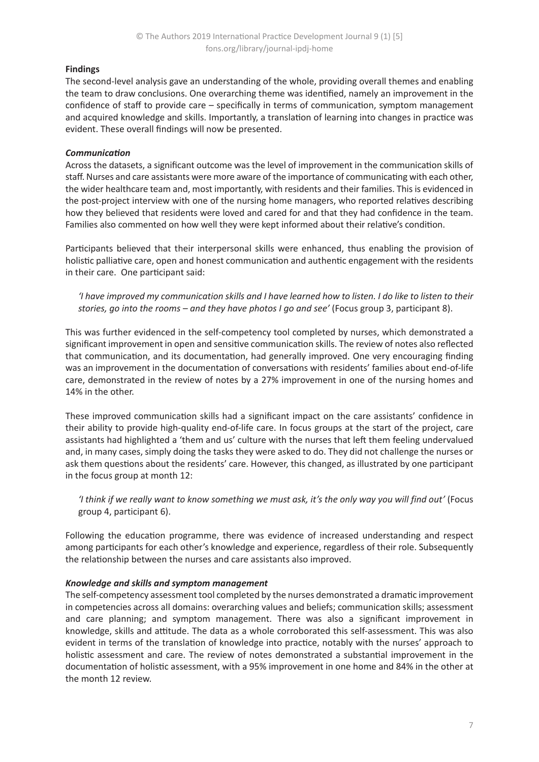### Findings

The second-level analysis gave an understanding of the whole, providing overall themes and enabling the team to draw conclusions. One overarching theme was identified, namely an improvement in the confidence of staff to provide care – specifically in terms of communication, symptom management and acquired knowledge and skills. Importantly, a translation of learning into changes in practice was evident. These overall findings will now be presented.

#### *Communication*

Across the datasets, a significant outcome was the level of improvement in the communication skills of staff. Nurses and care assistants were more aware of the importance of communicating with each other, the wider healthcare team and, most importantly, with residents and their families. This is evidenced in the post-project interview with one of the nursing home managers, who reported relatives describing how they believed that residents were loved and cared for and that they had confidence in the team. Families also commented on how well they were kept informed about their relative's condition.

Participants believed that their interpersonal skills were enhanced, thus enabling the provision of holistic palliative care, open and honest communication and authentic engagement with the residents in their care. One participant said:

> *'I have improved my communication skills and I have learned how to listen. I do like to listen to their stories, go into the rooms – and they have photos I go and see'* (Focus group 3, participant 8).

This was further evidenced in the self-competency tool completed by nurses, which demonstrated a significant improvement in open and sensitive communication skills. The review of notes also reflected that communication, and its documentation, had generally improved. One very encouraging finding was an improvement in the documentation of conversations with residents' families about end-of-life care, demonstrated in the review of notes by a 27% improvement in one of the nursing homes and 14% in the other.

These improved communication skills had a significant impact on the care assistants' confidence in their ability to provide high-quality end-of-life care. In focus groups at the start of the project, care assistants had highlighted a 'them and us' culture with the nurses that left them feeling undervalued and, in many cases, simply doing the tasks they were asked to do. They did not challenge the nurses or ask them questions about the residents' care. However, this changed, as illustrated by one participant in the focus group at month 12:

> *'I think if we really want to know something we must ask, it's the only way you will find out'* (Focus group 4, participant 6).

Following the education programme, there was evidence of increased understanding and respect among participants for each other's knowledge and experience, regardless of their role. Subsequently the relationship between the nurses and care assistants also improved.

#### *Knowledge and skills and symptom management*

The self-competency assessment tool completed by the nurses demonstrated a dramatic improvement in competencies across all domains: overarching values and beliefs; communication skills; assessment and care planning; and symptom management. There was also a significant improvement in knowledge, skills and attitude. The data as a whole corroborated this self-assessment. This was also evident in terms of the translation of knowledge into practice, notably with the nurses' approach to holistic assessment and care. The review of notes demonstrated a substantial improvement in the documentation of holistic assessment, with a 95% improvement in one home and 84% in the other at the month 12 review.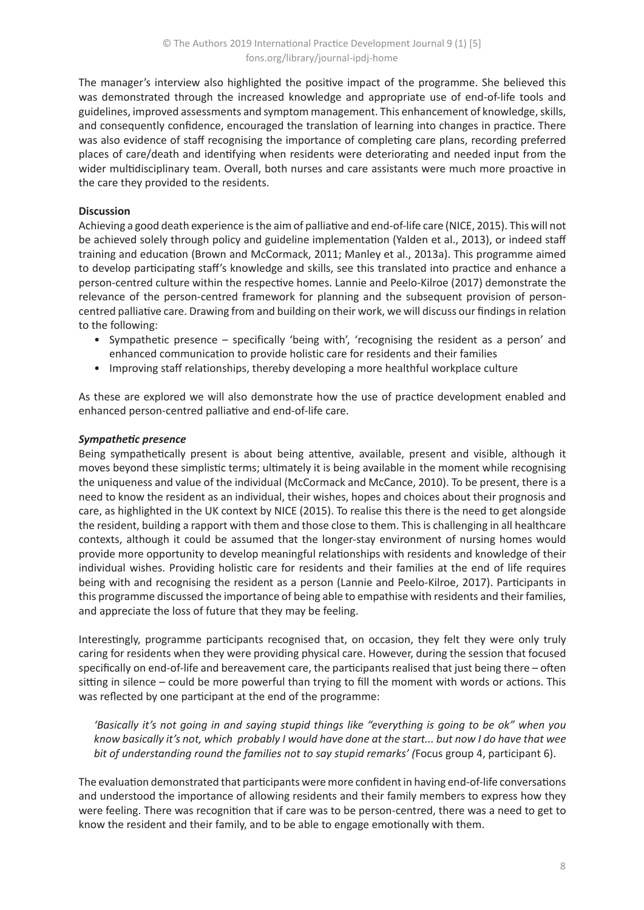The manager's interview also highlighted the positive impact of the programme. She believed this was demonstrated through the increased knowledge and appropriate use of end-of-life tools and guidelines, improved assessments and symptom management. This enhancement of knowledge, skills, and consequently confidence, encouraged the translation of learning into changes in practice. There was also evidence of staff recognising the importance of completing care plans, recording preferred places of care/death and identifying when residents were deteriorating and needed input from the wider multidisciplinary team. Overall, both nurses and care assistants were much more proactive in the care they provided to the residents.

**Discussion**

Achieving a good death experience is the aim of palliative and end-of-life care (NICE, 2015). This will not be achieved solely through policy and guideline implementation (Yalden et al., 2013), or indeed staff training and education (Brown and McCormack, 2011; Manley et al., 2013a). This programme aimed to develop participating staff's knowledge and skills, see this translated into practice and enhance a person-centred culture within the respective homes. Lannie and Peelo-Kilroe (2017) demonstrate the relevance of the person-centred framework for planning and the subsequent provision of person-centred palliative care. Drawing from and building on their work, we will discuss our findings in relation to the following:

- Sympathetic presence – specifically 'being with', 'recognising the resident as a person' and enhanced communication to provide holistic care for residents and their families
- Improving staff relationships, thereby developing a more healthful workplace culture

As these are explored we will also demonstrate how the use of practice development enabled and enhanced person-centred palliative and end-of-life care.

***Sympathetic presence***

Being sympathetically present is about being attentive, available, present and visible, although it moves beyond these simplistic terms; ultimately it is being available in the moment while recognising the uniqueness and value of the individual (McCormack and McCance, 2010). To be present, there is a need to know the resident as an individual, their wishes, hopes and choices about their prognosis and care, as highlighted in the UK context by NICE (2015). To realise this there is the need to get alongside the resident, building a rapport with them and those close to them. This is challenging in all healthcare contexts, although it could be assumed that the longer-stay environment of nursing homes would provide more opportunity to develop meaningful relationships with residents and knowledge of their individual wishes. Providing holistic care for residents and their families at the end of life requires being with and recognising the resident as a person (Lannie and Peelo-Kilroe, 2017). Participants in this programme discussed the importance of being able to empathise with residents and their families, and appreciate the loss of future that they may be feeling.

Interestingly, programme participants recognised that, on occasion, they felt they were only truly caring for residents when they were providing physical care. However, during the session that focused specifically on end-of-life and bereavement care, the participants realised that just being there – often sitting in silence – could be more powerful than trying to fill the moment with words or actions. This was reflected by one participant at the end of the programme:

> *'Basically it's not going in and saying stupid things like "everything is going to be ok" when you know basically it's not, which probably I would have done at the start... but now I do have that wee bit of understanding round the families not to say stupid remarks' (*Focus group 4, participant 6).

The evaluation demonstrated that participants were more confident in having end-of-life conversations and understood the importance of allowing residents and their family members to express how they were feeling. There was recognition that if care was to be person-centred, there was a need to get to know the resident and their family, and to be able to engage emotionally with them.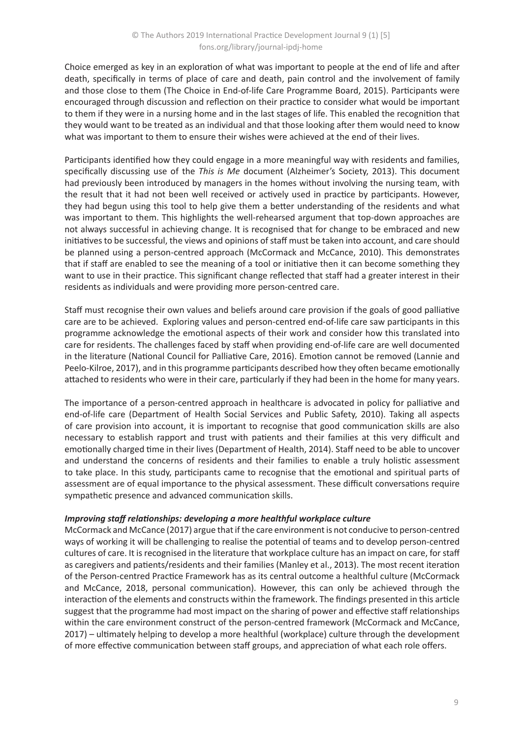Choice emerged as key in an exploration of what was important to people at the end of life and after death, specifically in terms of place of care and death, pain control and the involvement of family and those close to them (The Choice in End-of-life Care Programme Board, 2015). Participants were encouraged through discussion and reflection on their practice to consider what would be important to them if they were in a nursing home and in the last stages of life. This enabled the recognition that they would want to be treated as an individual and that those looking after them would need to know what was important to them to ensure their wishes were achieved at the end of their lives.

Participants identified how they could engage in a more meaningful way with residents and families, specifically discussing use of the *This is Me* document (Alzheimer's Society, 2013). This document had previously been introduced by managers in the homes without involving the nursing team, with the result that it had not been well received or actively used in practice by participants. However, they had begun using this tool to help give them a better understanding of the residents and what was important to them. This highlights the well-rehearsed argument that top-down approaches are not always successful in achieving change. It is recognised that for change to be embraced and new initiatives to be successful, the views and opinions of staff must be taken into account, and care should be planned using a person-centred approach (McCormack and McCance, 2010). This demonstrates that if staff are enabled to see the meaning of a tool or initiative then it can become something they want to use in their practice. This significant change reflected that staff had a greater interest in their residents as individuals and were providing more person-centred care.

Staff must recognise their own values and beliefs around care provision if the goals of good palliative care are to be achieved. Exploring values and person-centred end-of-life care saw participants in this programme acknowledge the emotional aspects of their work and consider how this translated into care for residents. The challenges faced by staff when providing end-of-life care are well documented in the literature (National Council for Palliative Care, 2016). Emotion cannot be removed (Lannie and Peelo-Kilroe, 2017), and in this programme participants described how they often became emotionally attached to residents who were in their care, particularly if they had been in the home for many years.

The importance of a person-centred approach in healthcare is advocated in policy for palliative and end-of-life care (Department of Health Social Services and Public Safety, 2010). Taking all aspects of care provision into account, it is important to recognise that good communication skills are also necessary to establish rapport and trust with patients and their families at this very difficult and emotionally charged time in their lives (Department of Health, 2014). Staff need to be able to uncover and understand the concerns of residents and their families to enable a truly holistic assessment to take place. In this study, participants came to recognise that the emotional and spiritual parts of assessment are of equal importance to the physical assessment. These difficult conversations require sympathetic presence and advanced communication skills.

#### *Improving staff relationships: developing a more healthful workplace culture*

McCormack and McCance (2017) argue that if the care environment is not conducive to person-centred ways of working it will be challenging to realise the potential of teams and to develop person-centred cultures of care. It is recognised in the literature that workplace culture has an impact on care, for staff as caregivers and patients/residents and their families (Manley et al., 2013). The most recent iteration of the Person-centred Practice Framework has as its central outcome a healthful culture (McCormack and McCance, 2018, personal communication). However, this can only be achieved through the interaction of the elements and constructs within the framework. The findings presented in this article suggest that the programme had most impact on the sharing of power and effective staff relationships within the care environment construct of the person-centred framework (McCormack and McCance, 2017) – ultimately helping to develop a more healthful (workplace) culture through the development of more effective communication between staff groups, and appreciation of what each role offers.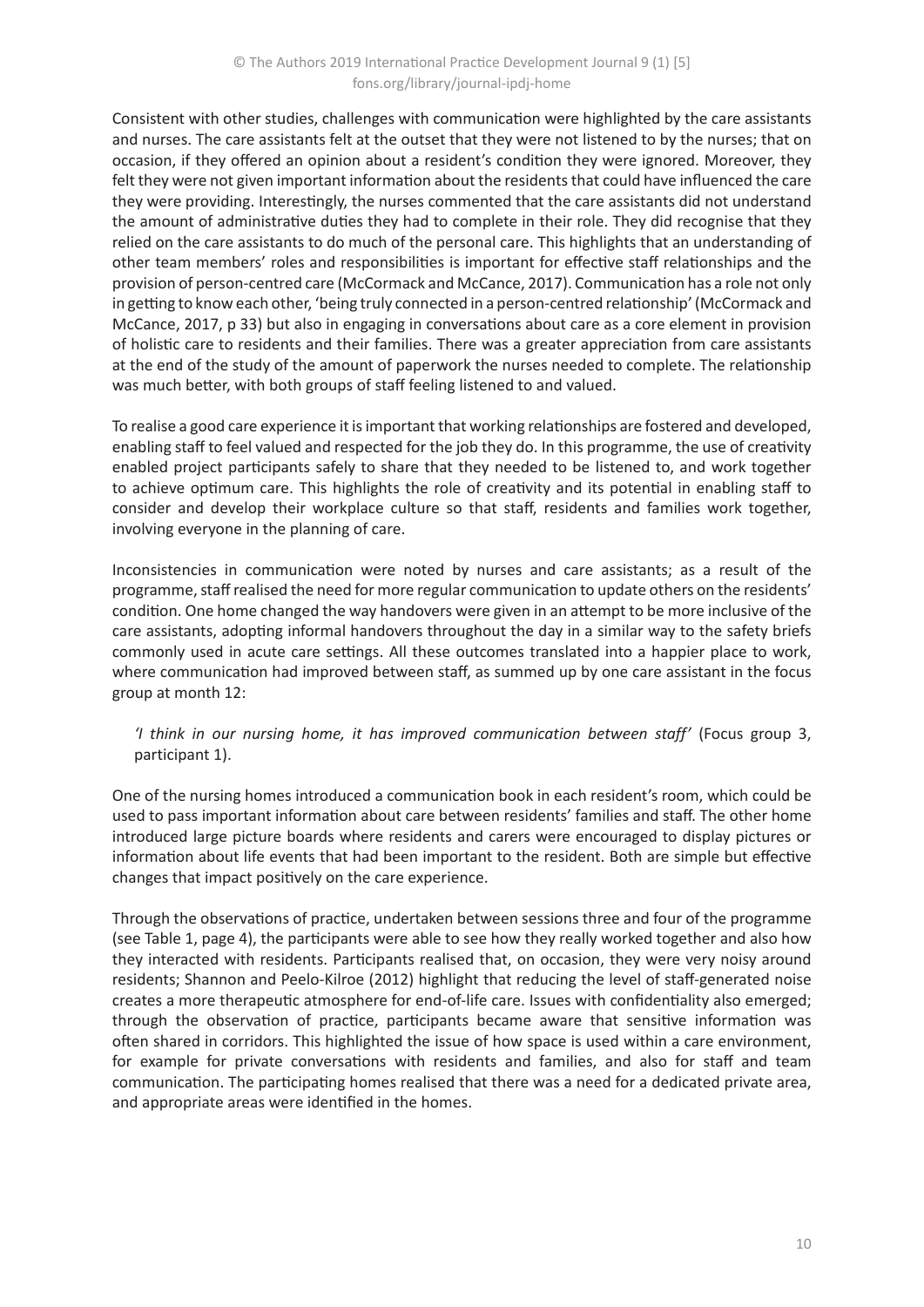Consistent with other studies, challenges with communication were highlighted by the care assistants and nurses. The care assistants felt at the outset that they were not listened to by the nurses; that on occasion, if they offered an opinion about a resident's condition they were ignored. Moreover, they felt they were not given important information about the residents that could have influenced the care they were providing. Interestingly, the nurses commented that the care assistants did not understand the amount of administrative duties they had to complete in their role. They did recognise that they relied on the care assistants to do much of the personal care. This highlights that an understanding of other team members' roles and responsibilities is important for effective staff relationships and the provision of person-centred care (McCormack and McCance, 2017). Communication has a role not only in getting to know each other, 'being truly connected in a person-centred relationship' (McCormack and McCance, 2017, p 33) but also in engaging in conversations about care as a core element in provision of holistic care to residents and their families. There was a greater appreciation from care assistants at the end of the study of the amount of paperwork the nurses needed to complete. The relationship was much better, with both groups of staff feeling listened to and valued.

To realise a good care experience it is important that working relationships are fostered and developed, enabling staff to feel valued and respected for the job they do. In this programme, the use of creativity enabled project participants safely to share that they needed to be listened to, and work together to achieve optimum care. This highlights the role of creativity and its potential in enabling staff to consider and develop their workplace culture so that staff, residents and families work together, involving everyone in the planning of care.

Inconsistencies in communication were noted by nurses and care assistants; as a result of the programme, staff realised the need for more regular communication to update others on the residents' condition. One home changed the way handovers were given in an attempt to be more inclusive of the care assistants, adopting informal handovers throughout the day in a similar way to the safety briefs commonly used in acute care settings. All these outcomes translated into a happier place to work, where communication had improved between staff, as summed up by one care assistant in the focus group at month 12:

> *'I think in our nursing home, it has improved communication between staff'* (Focus group 3, participant 1).

One of the nursing homes introduced a communication book in each resident's room, which could be used to pass important information about care between residents' families and staff. The other home introduced large picture boards where residents and carers were encouraged to display pictures or information about life events that had been important to the resident. Both are simple but effective changes that impact positively on the care experience.

Through the observations of practice, undertaken between sessions three and four of the programme (see Table 1, page 4), the participants were able to see how they really worked together and also how they interacted with residents. Participants realised that, on occasion, they were very noisy around residents; Shannon and Peelo-Kilroe (2012) highlight that reducing the level of staff-generated noise creates a more therapeutic atmosphere for end-of-life care. Issues with confidentiality also emerged; through the observation of practice, participants became aware that sensitive information was often shared in corridors. This highlighted the issue of how space is used within a care environment, for example for private conversations with residents and families, and also for staff and team communication. The participating homes realised that there was a need for a dedicated private area, and appropriate areas were identified in the homes.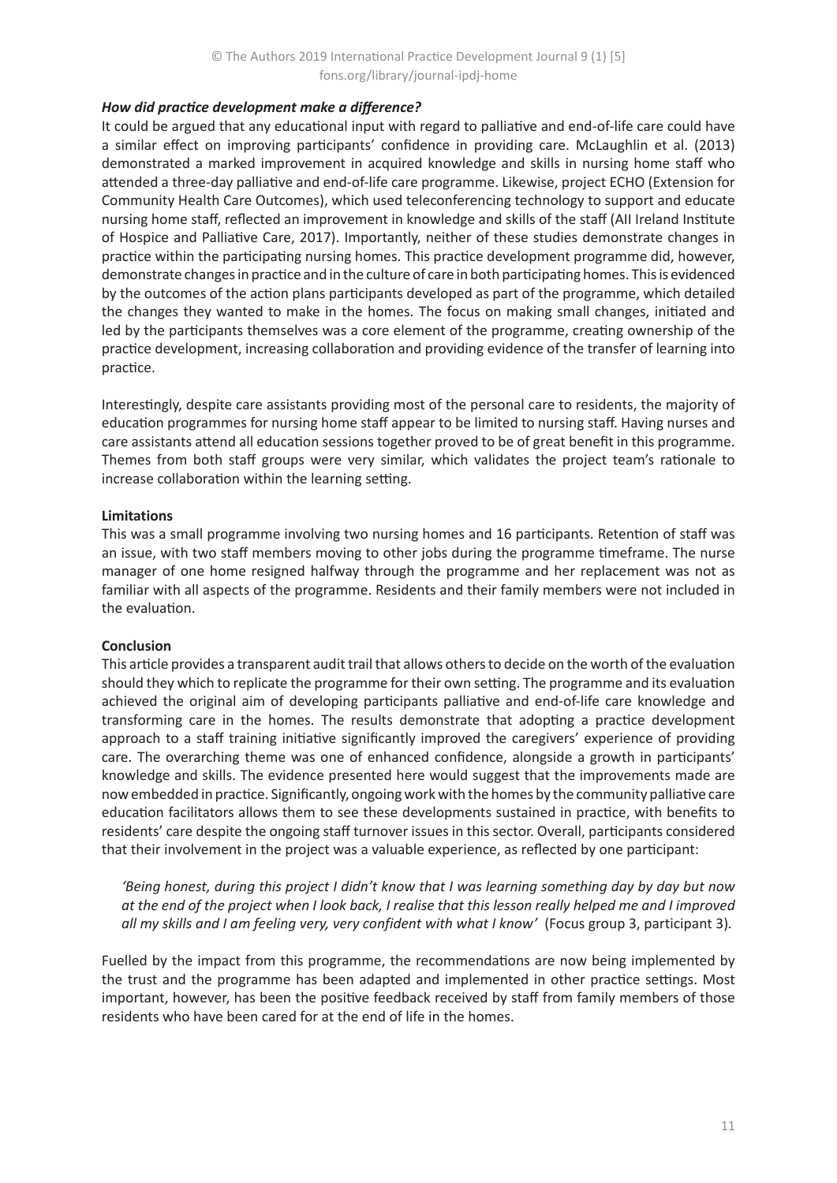***How did practice development make a difference?***

It could be argued that any educational input with regard to palliative and end-of-life care could have a similar effect on improving participants' confidence in providing care. McLaughlin et al. (2013) demonstrated a marked improvement in acquired knowledge and skills in nursing home staff who attended a three-day palliative and end-of-life care programme. Likewise, project ECHO (Extension for Community Health Care Outcomes), which used teleconferencing technology to support and educate nursing home staff, reflected an improvement in knowledge and skills of the staff (AII Ireland Institute of Hospice and Palliative Care, 2017). Importantly, neither of these studies demonstrate changes in practice within the participating nursing homes. This practice development programme did, however, demonstrate changes in practice and in the culture of care in both participating homes. This is evidenced by the outcomes of the action plans participants developed as part of the programme, which detailed the changes they wanted to make in the homes. The focus on making small changes, initiated and led by the participants themselves was a core element of the programme, creating ownership of the practice development, increasing collaboration and providing evidence of the transfer of learning into practice.

Interestingly, despite care assistants providing most of the personal care to residents, the majority of education programmes for nursing home staff appear to be limited to nursing staff. Having nurses and care assistants attend all education sessions together proved to be of great benefit in this programme. Themes from both staff groups were very similar, which validates the project team's rationale to increase collaboration within the learning setting.

**Limitations**

This was a small programme involving two nursing homes and 16 participants. Retention of staff was an issue, with two staff members moving to other jobs during the programme timeframe. The nurse manager of one home resigned halfway through the programme and her replacement was not as familiar with all aspects of the programme. Residents and their family members were not included in the evaluation.

**Conclusion**

This article provides a transparent audit trail that allows others to decide on the worth of the evaluation should they which to replicate the programme for their own setting. The programme and its evaluation achieved the original aim of developing participants palliative and end-of-life care knowledge and transforming care in the homes. The results demonstrate that adopting a practice development approach to a staff training initiative significantly improved the caregivers' experience of providing care. The overarching theme was one of enhanced confidence, alongside a growth in participants' knowledge and skills. The evidence presented here would suggest that the improvements made are now embedded in practice. Significantly, ongoing work with the homes by the community palliative care education facilitators allows them to see these developments sustained in practice, with benefits to residents' care despite the ongoing staff turnover issues in this sector. Overall, participants considered that their involvement in the project was a valuable experience, as reflected by one participant:

> *'Being honest, during this project I didn't know that I was learning something day by day but now at the end of the project when I look back, I realise that this lesson really helped me and I improved all my skills and I am feeling very, very confident with what I know'* (Focus group 3, participant 3).

Fuelled by the impact from this programme, the recommendations are now being implemented by the trust and the programme has been adapted and implemented in other practice settings. Most important, however, has been the positive feedback received by staff from family members of those residents who have been cared for at the end of life in the homes.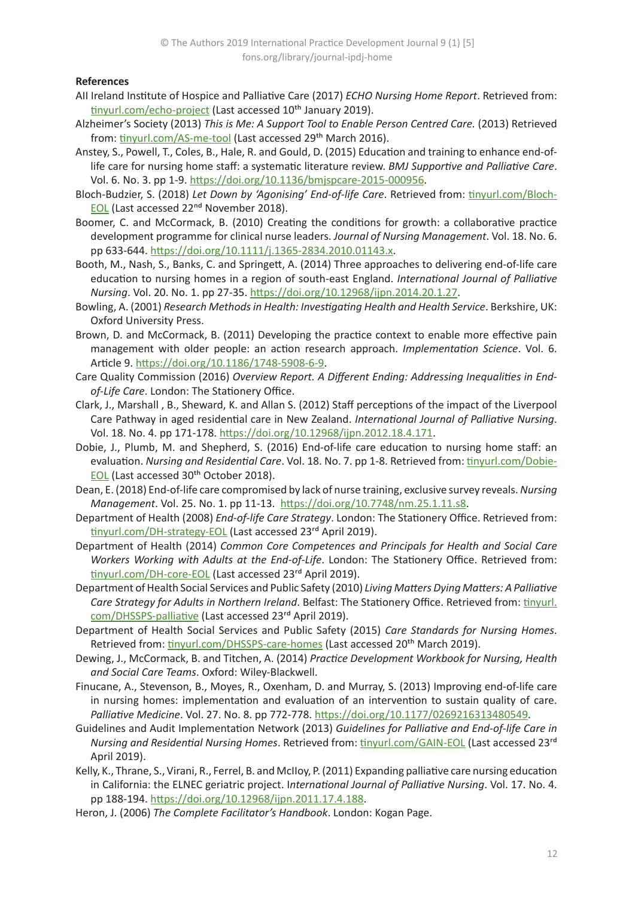**References**

All Ireland Institute of Hospice and Palliative Care (2017) *ECHO Nursing Home Report*. Retrieved from: tinyurl.com/echo-project (Last accessed 10th January 2019).

Alzheimer's Society (2013) *This is Me: A Support Tool to Enable Person Centred Care.* (2013) Retrieved from: tinyurl.com/AS-me-tool (Last accessed 29th March 2016).

Anstey, S., Powell, T., Coles, B., Hale, R. and Gould, D. (2015) Education and training to enhance end-of-life care for nursing home staff: a systematic literature review. *BMJ Supportive and Palliative Care*. Vol. 6. No. 3. pp 1-9. https://doi.org/10.1136/bmjspcare-2015-000956.

Bloch-Budzier, S. (2018) *Let Down by 'Agonising' End-of-life Care*. Retrieved from: tinyurl.com/Bloch-EOL (Last accessed 22nd November 2018).

Boomer, C. and McCormack, B. (2010) Creating the conditions for growth: a collaborative practice development programme for clinical nurse leaders. *Journal of Nursing Management*. Vol. 18. No. 6. pp 633-644. https://doi.org/10.1111/j.1365-2834.2010.01143.x.

Booth, M., Nash, S., Banks, C. and Springett, A. (2014) Three approaches to delivering end-of-life care education to nursing homes in a region of south-east England. *International Journal of Palliative Nursing*. Vol. 20. No. 1. pp 27-35. https://doi.org/10.12968/ijpn.2014.20.1.27.

Bowling, A. (2001) *Research Methods in Health: Investigating Health and Health Service*. Berkshire, UK: Oxford University Press.

Brown, D. and McCormack, B. (2011) Developing the practice context to enable more effective pain management with older people: an action research approach. *Implementation Science*. Vol. 6. Article 9. https://doi.org/10.1186/1748-5908-6-9.

Care Quality Commission (2016) *Overview Report. A Different Ending: Addressing Inequalities in End-of-Life Care*. London: The Stationery Office.

Clark, J., Marshall , B., Sheward, K. and Allan S. (2012) Staff perceptions of the impact of the Liverpool Care Pathway in aged residential care in New Zealand. *International Journal of Palliative Nursing*. Vol. 18. No. 4. pp 171-178. https://doi.org/10.12968/ijpn.2012.18.4.171.

Dobie, J., Plumb, M. and Shepherd, S. (2016) End-of-life care education to nursing home staff: an evaluation. *Nursing and Residential Care*. Vol. 18. No. 7. pp 1-8. Retrieved from: tinyurl.com/Dobie-EOL (Last accessed 30th October 2018).

Dean, E. (2018) End-of-life care compromised by lack of nurse training, exclusive survey reveals. *Nursing Management*. Vol. 25. No. 1. pp 11-13. https://doi.org/10.7748/nm.25.1.11.s8.

Department of Health (2008) *End-of-life Care Strategy*. London: The Stationery Office. Retrieved from: tinyurl.com/DH-strategy-EOL (Last accessed 23rd April 2019).

Department of Health (2014) *Common Core Competences and Principals for Health and Social Care Workers Working with Adults at the End-of-Life*. London: The Stationery Office. Retrieved from: tinyurl.com/DH-core-EOL (Last accessed 23rd April 2019).

Department of Health Social Services and Public Safety (2010) *Living Matters Dying Matters: A Palliative Care Strategy for Adults in Northern Ireland*. Belfast: The Stationery Office. Retrieved from: tinyurl.com/DHSSPS-palliative (Last accessed 23rd April 2019).

Department of Health Social Services and Public Safety (2015) *Care Standards for Nursing Homes*. Retrieved from: tinyurl.com/DHSSPS-care-homes (Last accessed 20th March 2019).

Dewing, J., McCormack, B. and Titchen, A. (2014) *Practice Development Workbook for Nursing, Health and Social Care Teams*. Oxford: Wiley-Blackwell.

Finucane, A., Stevenson, B., Moyes, R., Oxenham, D. and Murray, S. (2013) Improving end-of-life care in nursing homes: implementation and evaluation of an intervention to sustain quality of care. *Palliative Medicine*. Vol. 27. No. 8. pp 772-778. https://doi.org/10.1177/0269216313480549.

Guidelines and Audit Implementation Network (2013) *Guidelines for Palliative and End-of-life Care in Nursing and Residential Nursing Homes*. Retrieved from: tinyurl.com/GAIN-EOL (Last accessed 23rd April 2019).

Kelly, K., Thrane, S., Virani, R., Ferrel, B. and McIloy, P. (2011) Expanding palliative care nursing education in California: the ELNEC geriatric project. I*nternational Journal of Palliative Nursing*. Vol. 17. No. 4. pp 188-194. https://doi.org/10.12968/ijpn.2011.17.4.188.

Heron, J. (2006) *The Complete Facilitator's Handbook*. London: Kogan Page.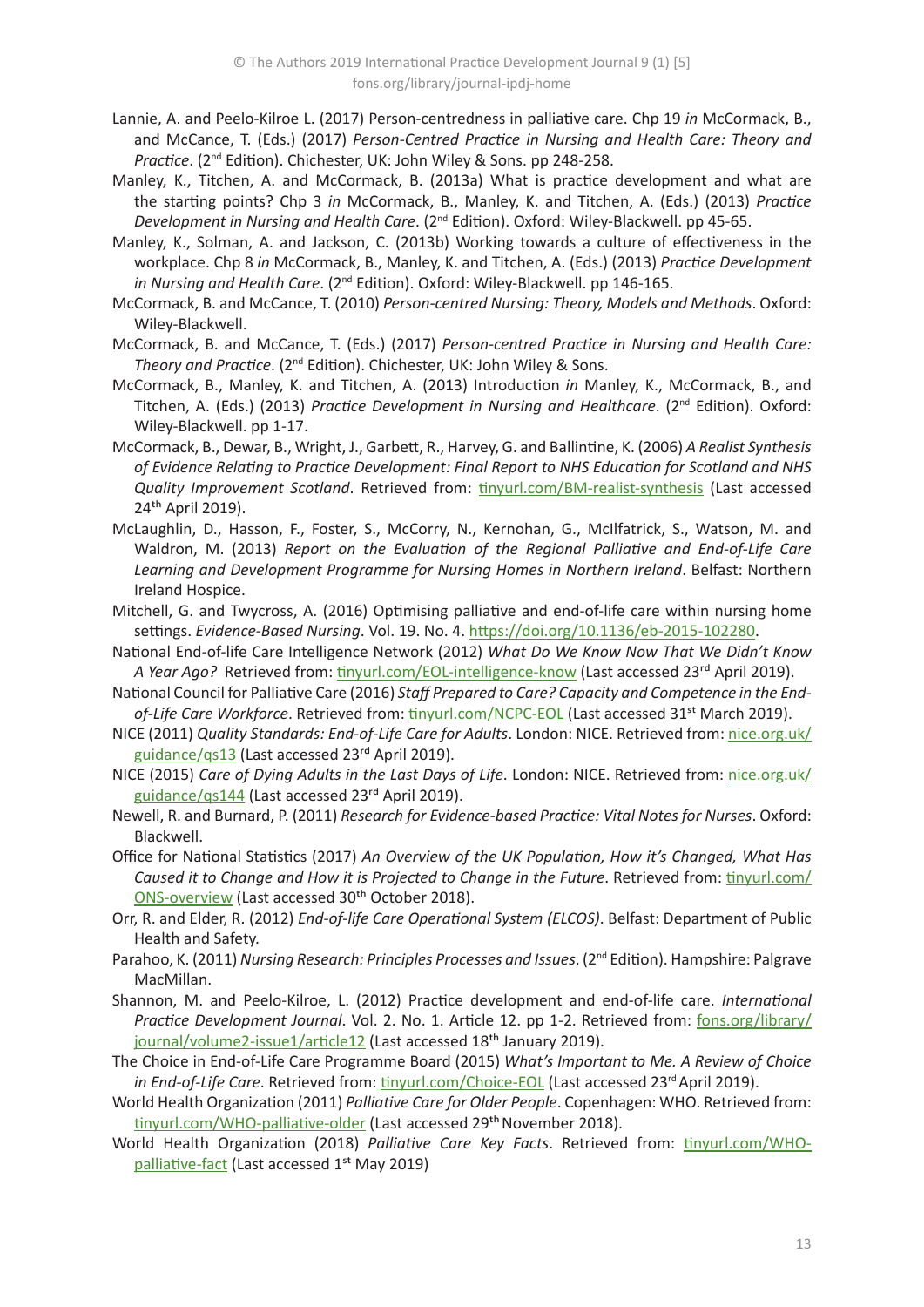Lannie, A. and Peelo-Kilroe L. (2017) Person-centredness in palliative care. Chp 19 *in* McCormack, B., and McCance, T. (Eds.) (2017) *Person-Centred Practice in Nursing and Health Care: Theory and Practice*. (2nd Edition). Chichester, UK: John Wiley & Sons. pp 248-258.

Manley, K., Titchen, A. and McCormack, B. (2013a) What is practice development and what are the starting points? Chp 3 *in* McCormack, B., Manley, K. and Titchen, A. (Eds.) (2013) *Practice Development in Nursing and Health Care*. (2nd Edition). Oxford: Wiley-Blackwell. pp 45-65.

Manley, K., Solman, A. and Jackson, C. (2013b) Working towards a culture of effectiveness in the workplace. Chp 8 *in* McCormack, B., Manley, K. and Titchen, A. (Eds.) (2013) *Practice Development in Nursing and Health Care*. (2nd Edition). Oxford: Wiley-Blackwell. pp 146-165.

McCormack, B. and McCance, T. (2010) *Person-centred Nursing: Theory, Models and Methods*. Oxford: Wiley-Blackwell.

McCormack, B. and McCance, T. (Eds.) (2017) *Person-centred Practice in Nursing and Health Care: Theory and Practice*. (2nd Edition). Chichester, UK: John Wiley & Sons.

McCormack, B., Manley, K. and Titchen, A. (2013) Introduction *in* Manley, K., McCormack, B., and Titchen, A. (Eds.) (2013) *Practice Development in Nursing and Healthcare*. (2nd Edition). Oxford: Wiley-Blackwell. pp 1-17.

McCormack, B., Dewar, B., Wright, J., Garbett, R., Harvey, G. and Ballintine, K. (2006) *A Realist Synthesis of Evidence Relating to Practice Development: Final Report to NHS Education for Scotland and NHS Quality Improvement Scotland*. Retrieved from: tinyurl.com/BM-realist-synthesis (Last accessed 24th April 2019).

McLaughlin, D., Hasson, F., Foster, S., McCorry, N., Kernohan, G., McIlfatrick, S., Watson, M. and Waldron, M. (2013) *Report on the Evaluation of the Regional Palliative and End-of-Life Care Learning and Development Programme for Nursing Homes in Northern Ireland*. Belfast: Northern Ireland Hospice.

Mitchell, G. and Twycross, A. (2016) Optimising palliative and end-of-life care within nursing home settings. *Evidence-Based Nursing*. Vol. 19. No. 4. https://doi.org/10.1136/eb-2015-102280.

National End-of-life Care Intelligence Network (2012) *What Do We Know Now That We Didn't Know A Year Ago?* Retrieved from: tinyurl.com/EOL-intelligence-know (Last accessed 23rd April 2019).

National Council for Palliative Care (2016) *Staff Prepared to Care? Capacity and Competence in the End-of-Life Care Workforce*. Retrieved from: tinyurl.com/NCPC-EOL (Last accessed 31st March 2019).

NICE (2011) *Quality Standards: End-of-Life Care for Adults*. London: NICE. Retrieved from: nice.org.uk/guidance/qs13 (Last accessed 23rd April 2019).

NICE (2015) *Care of Dying Adults in the Last Days of Life*. London: NICE. Retrieved from: nice.org.uk/guidance/qs144 (Last accessed 23rd April 2019).

Newell, R. and Burnard, P. (2011) *Research for Evidence-based Practice: Vital Notes for Nurses*. Oxford: Blackwell.

Office for National Statistics (2017) *An Overview of the UK Population, How it's Changed, What Has Caused it to Change and How it is Projected to Change in the Future*. Retrieved from: tinyurl.com/ONS-overview (Last accessed 30th October 2018).

Orr, R. and Elder, R. (2012) *End-of-life Care Operational System (ELCOS)*. Belfast: Department of Public Health and Safety.

Parahoo, K. (2011) *Nursing Research: Principles Processes and Issues*. (2nd Edition). Hampshire: Palgrave MacMillan.

Shannon, M. and Peelo-Kilroe, L. (2012) Practice development and end-of-life care. *International Practice Development Journal*. Vol. 2. No. 1. Article 12. pp 1-2. Retrieved from: fons.org/library/journal/volume2-issue1/article12 (Last accessed 18th January 2019).

The Choice in End-of-Life Care Programme Board (2015) *What's Important to Me. A Review of Choice in End-of-Life Care*. Retrieved from: tinyurl.com/Choice-EOL (Last accessed 23rd April 2019).

World Health Organization (2011) *Palliative Care for Older People*. Copenhagen: WHO. Retrieved from: tinyurl.com/WHO-palliative-older (Last accessed 29th November 2018).

World Health Organization (2018) *Palliative Care Key Facts*. Retrieved from: tinyurl.com/WHO-palliative-fact (Last accessed 1st May 2019)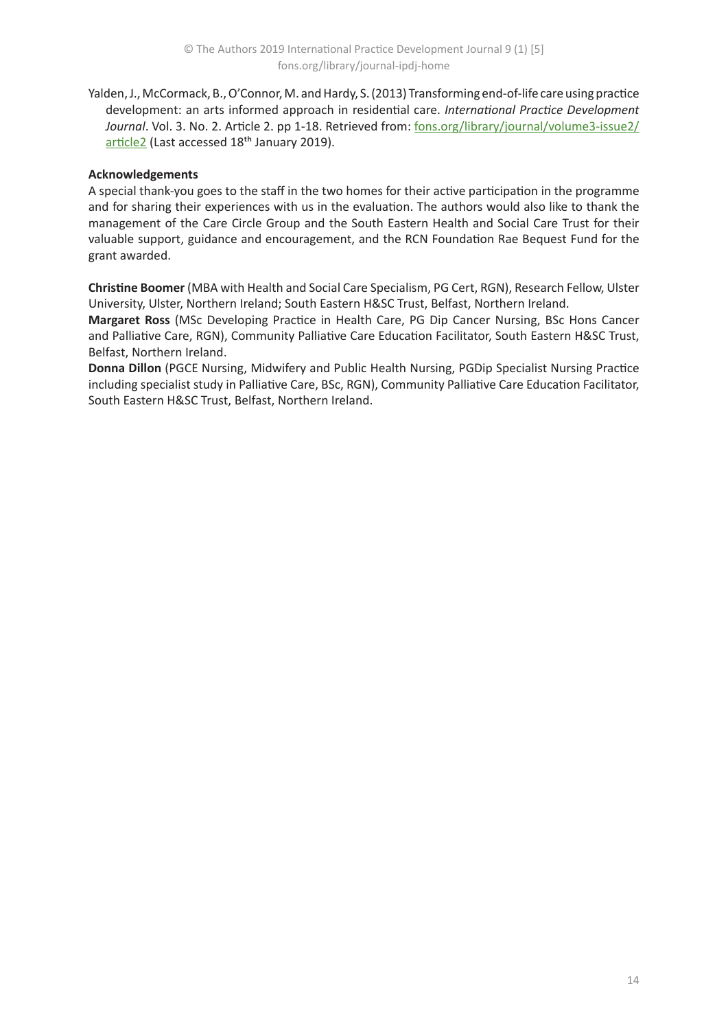Yalden, J., McCormack, B., O'Connor, M. and Hardy, S. (2013) Transforming end-of-life care using practice development: an arts informed approach in residential care. *International Practice Development Journal*. Vol. 3. No. 2. Article 2. pp 1-18. Retrieved from: fons.org/library/journal/volume3-issue2/article2 (Last accessed 18th January 2019).

**Acknowledgements**

A special thank-you goes to the staff in the two homes for their active participation in the programme and for sharing their experiences with us in the evaluation. The authors would also like to thank the management of the Care Circle Group and the South Eastern Health and Social Care Trust for their valuable support, guidance and encouragement, and the RCN Foundation Rae Bequest Fund for the grant awarded.

**Christine Boomer** (MBA with Health and Social Care Specialism, PG Cert, RGN), Research Fellow, Ulster University, Ulster, Northern Ireland; South Eastern H&SC Trust, Belfast, Northern Ireland.

**Margaret Ross** (MSc Developing Practice in Health Care, PG Dip Cancer Nursing, BSc Hons Cancer and Palliative Care, RGN), Community Palliative Care Education Facilitator, South Eastern H&SC Trust, Belfast, Northern Ireland.

**Donna Dillon** (PGCE Nursing, Midwifery and Public Health Nursing, PGDip Specialist Nursing Practice including specialist study in Palliative Care, BSc, RGN), Community Palliative Care Education Facilitator, South Eastern H&SC Trust, Belfast, Northern Ireland.